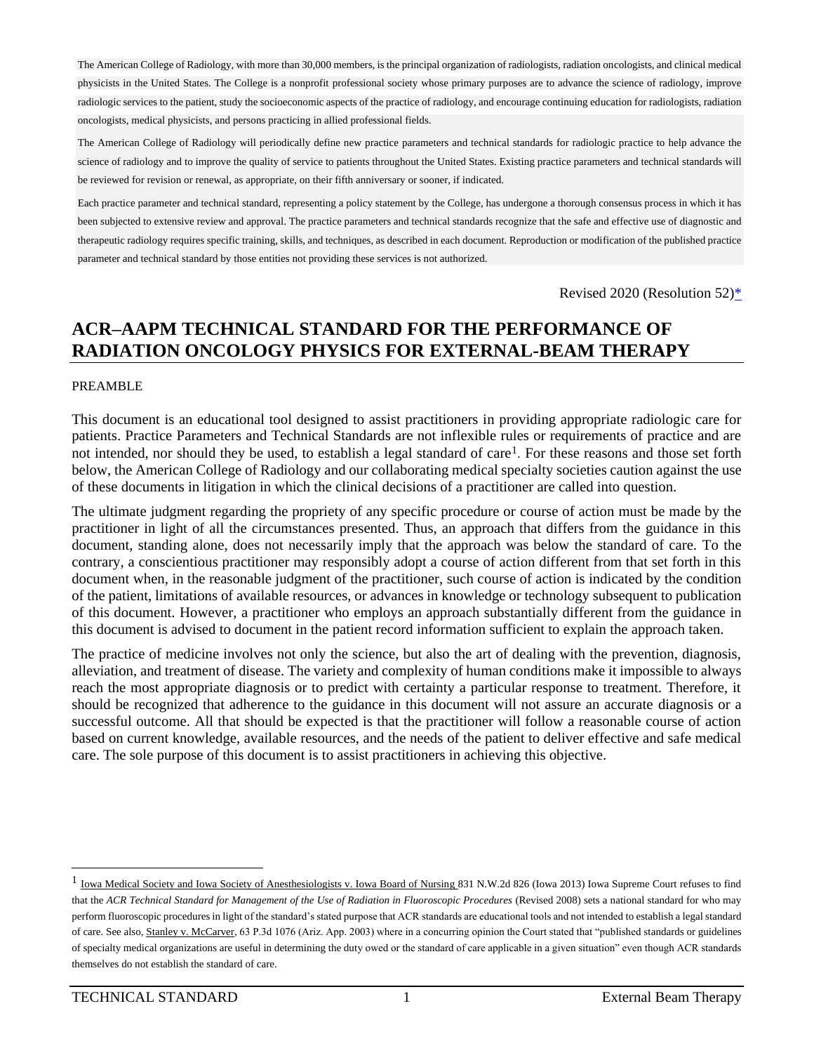The American College of Radiology, with more than 30,000 members, is the principal organization of radiologists, radiation oncologists, and clinical medical physicists in the United States. The College is a nonprofit professional society whose primary purposes are to advance the science of radiology, improve radiologic services to the patient, study the socioeconomic aspects of the practice of radiology, and encourage continuing education for radiologists, radiation oncologists, medical physicists, and persons practicing in allied professional fields.

The American College of Radiology will periodically define new practice parameters and technical standards for radiologic practice to help advance the science of radiology and to improve the quality of service to patients throughout the United States. Existing practice parameters and technical standards will be reviewed for revision or renewal, as appropriate, on their fifth anniversary or sooner, if indicated.

Each practice parameter and technical standard, representing a policy statement by the College, has undergone a thorough consensus process in which it has been subjected to extensive review and approval. The practice parameters and technical standards recognize that the safe and effective use of diagnostic and therapeutic radiology requires specific training, skills, and techniques, as described in each document. Reproduction or modification of the published practice parameter and technical standard by those entities not providing these services is not authorized.

Revised 2020 (Resolution 52)*

# ACR–AAPM TECHNICAL STANDARD FOR THE PERFORMANCE OF RADIATION ONCOLOGY PHYSICS FOR EXTERNAL-BEAM THERAPY

PREAMBLE

This document is an educational tool designed to assist practitioners in providing appropriate radiologic care for patients. Practice Parameters and Technical Standards are not inflexible rules or requirements of practice and are not intended, nor should they be used, to establish a legal standard of care[1]. For these reasons and those set forth below, the American College of Radiology and our collaborating medical specialty societies caution against the use of these documents in litigation in which the clinical decisions of a practitioner are called into question.

The ultimate judgment regarding the propriety of any specific procedure or course of action must be made by the practitioner in light of all the circumstances presented. Thus, an approach that differs from the guidance in this document, standing alone, does not necessarily imply that the approach was below the standard of care. To the contrary, a conscientious practitioner may responsibly adopt a course of action different from that set forth in this document when, in the reasonable judgment of the practitioner, such course of action is indicated by the condition of the patient, limitations of available resources, or advances in knowledge or technology subsequent to publication of this document. However, a practitioner who employs an approach substantially different from the guidance in this document is advised to document in the patient record information sufficient to explain the approach taken.

The practice of medicine involves not only the science, but also the art of dealing with the prevention, diagnosis, alleviation, and treatment of disease. The variety and complexity of human conditions make it impossible to always reach the most appropriate diagnosis or to predict with certainty a particular response to treatment. Therefore, it should be recognized that adherence to the guidance in this document will not assure an accurate diagnosis or a successful outcome. All that should be expected is that the practitioner will follow a reasonable course of action based on current knowledge, available resources, and the needs of the patient to deliver effective and safe medical care. The sole purpose of this document is to assist practitioners in achieving this objective.

---

[1] Iowa Medical Society and Iowa Society of Anesthesiologists v. Iowa Board of Nursing 831 N.W.2d 826 (Iowa 2013) Iowa Supreme Court refuses to find that the *ACR Technical Standard for Management of the Use of Radiation in Fluoroscopic Procedures* (Revised 2008) sets a national standard for who may perform fluoroscopic procedures in light of the standard's stated purpose that ACR standards are educational tools and not intended to establish a legal standard of care. See also, Stanley v. McCarver, 63 P.3d 1076 (Ariz. App. 2003) where in a concurring opinion the Court stated that "published standards or guidelines of specialty medical organizations are useful in determining the duty owed or the standard of care applicable in a given situation" even though ACR standards themselves do not establish the standard of care.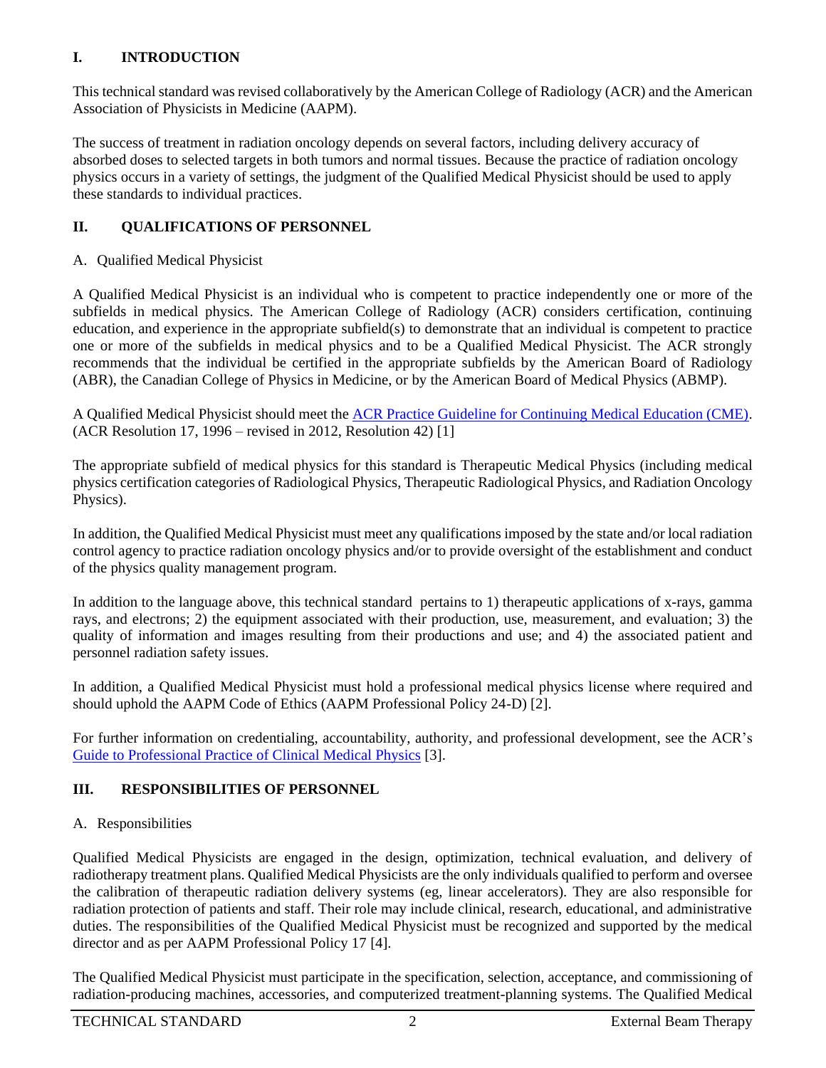## I. INTRODUCTION

This technical standard was revised collaboratively by the American College of Radiology (ACR) and the American Association of Physicists in Medicine (AAPM).

The success of treatment in radiation oncology depends on several factors, including delivery accuracy of absorbed doses to selected targets in both tumors and normal tissues. Because the practice of radiation oncology physics occurs in a variety of settings, the judgment of the Qualified Medical Physicist should be used to apply these standards to individual practices.

## II. QUALIFICATIONS OF PERSONNEL

### A. Qualified Medical Physicist

A Qualified Medical Physicist is an individual who is competent to practice independently one or more of the subfields in medical physics. The American College of Radiology (ACR) considers certification, continuing education, and experience in the appropriate subfield(s) to demonstrate that an individual is competent to practice one or more of the subfields in medical physics and to be a Qualified Medical Physicist. The ACR strongly recommends that the individual be certified in the appropriate subfields by the American Board of Radiology (ABR), the Canadian College of Physics in Medicine, or by the American Board of Medical Physics (ABMP).

A Qualified Medical Physicist should meet the [ACR Practice Guideline for Continuing Medical Education (CME)](). (ACR Resolution 17, 1996 – revised in 2012, Resolution 42) [1]

The appropriate subfield of medical physics for this standard is Therapeutic Medical Physics (including medical physics certification categories of Radiological Physics, Therapeutic Radiological Physics, and Radiation Oncology Physics).

In addition, the Qualified Medical Physicist must meet any qualifications imposed by the state and/or local radiation control agency to practice radiation oncology physics and/or to provide oversight of the establishment and conduct of the physics quality management program.

In addition to the language above, this technical standard pertains to 1) therapeutic applications of x-rays, gamma rays, and electrons; 2) the equipment associated with their production, use, measurement, and evaluation; 3) the quality of information and images resulting from their productions and use; and 4) the associated patient and personnel radiation safety issues.

In addition, a Qualified Medical Physicist must hold a professional medical physics license where required and should uphold the AAPM Code of Ethics (AAPM Professional Policy 24-D) [2].

For further information on credentialing, accountability, authority, and professional development, see the ACR's [Guide to Professional Practice of Clinical Medical Physics]() [3].

## III. RESPONSIBILITIES OF PERSONNEL

### A. Responsibilities

Qualified Medical Physicists are engaged in the design, optimization, technical evaluation, and delivery of radiotherapy treatment plans. Qualified Medical Physicists are the only individuals qualified to perform and oversee the calibration of therapeutic radiation delivery systems (eg, linear accelerators). They are also responsible for radiation protection of patients and staff. Their role may include clinical, research, educational, and administrative duties. The responsibilities of the Qualified Medical Physicist must be recognized and supported by the medical director and as per AAPM Professional Policy 17 [4].

The Qualified Medical Physicist must participate in the specification, selection, acceptance, and commissioning of radiation-producing machines, accessories, and computerized treatment-planning systems. The Qualified Medical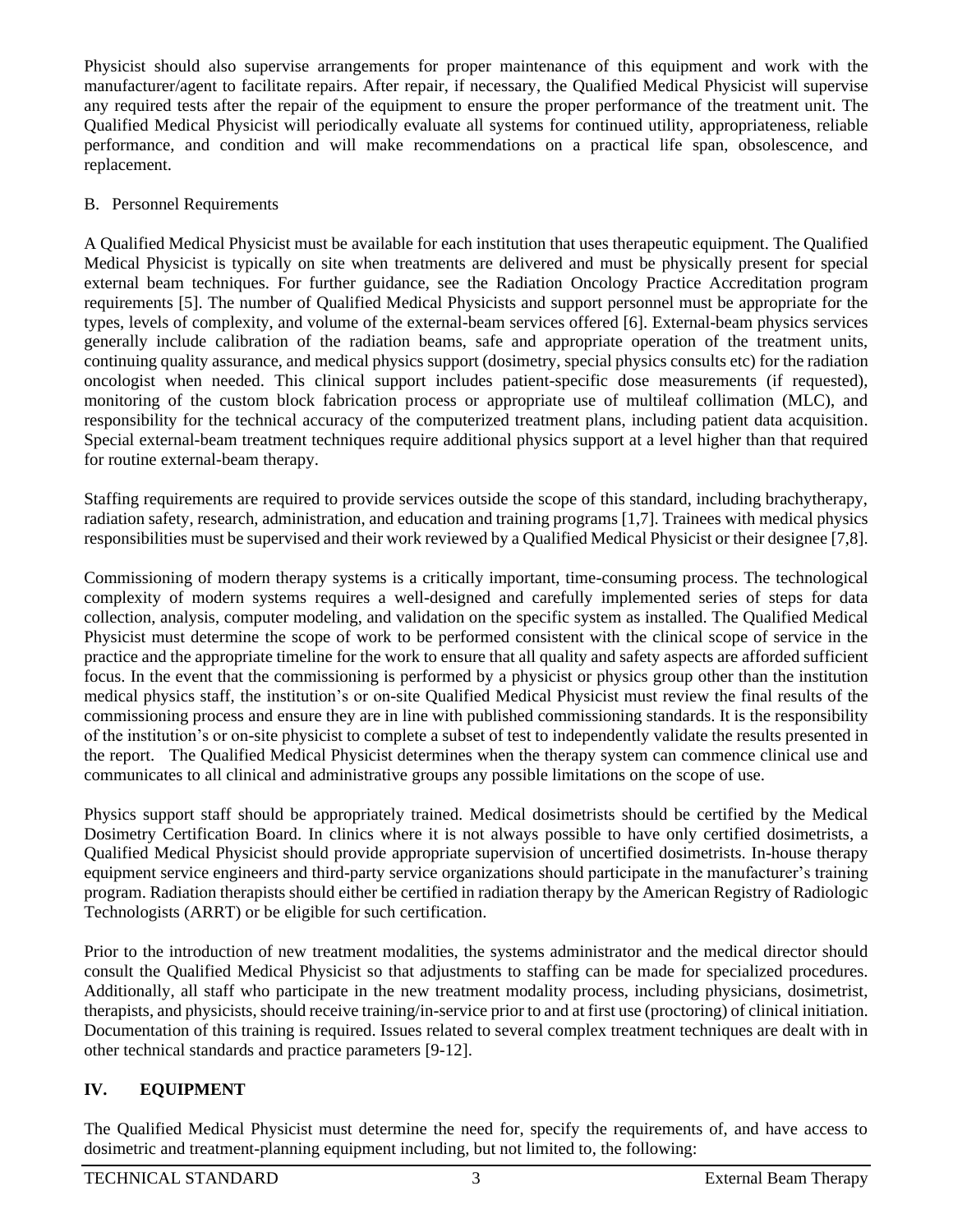Physicist should also supervise arrangements for proper maintenance of this equipment and work with the manufacturer/agent to facilitate repairs. After repair, if necessary, the Qualified Medical Physicist will supervise any required tests after the repair of the equipment to ensure the proper performance of the treatment unit. The Qualified Medical Physicist will periodically evaluate all systems for continued utility, appropriateness, reliable performance, and condition and will make recommendations on a practical life span, obsolescence, and replacement.

B. Personnel Requirements

A Qualified Medical Physicist must be available for each institution that uses therapeutic equipment. The Qualified Medical Physicist is typically on site when treatments are delivered and must be physically present for special external beam techniques. For further guidance, see the Radiation Oncology Practice Accreditation program requirements [5]. The number of Qualified Medical Physicists and support personnel must be appropriate for the types, levels of complexity, and volume of the external-beam services offered [6]. External-beam physics services generally include calibration of the radiation beams, safe and appropriate operation of the treatment units, continuing quality assurance, and medical physics support (dosimetry, special physics consults etc) for the radiation oncologist when needed. This clinical support includes patient-specific dose measurements (if requested), monitoring of the custom block fabrication process or appropriate use of multileaf collimation (MLC), and responsibility for the technical accuracy of the computerized treatment plans, including patient data acquisition. Special external-beam treatment techniques require additional physics support at a level higher than that required for routine external-beam therapy.

Staffing requirements are required to provide services outside the scope of this standard, including brachytherapy, radiation safety, research, administration, and education and training programs [1,7]. Trainees with medical physics responsibilities must be supervised and their work reviewed by a Qualified Medical Physicist or their designee [7,8].

Commissioning of modern therapy systems is a critically important, time-consuming process. The technological complexity of modern systems requires a well-designed and carefully implemented series of steps for data collection, analysis, computer modeling, and validation on the specific system as installed. The Qualified Medical Physicist must determine the scope of work to be performed consistent with the clinical scope of service in the practice and the appropriate timeline for the work to ensure that all quality and safety aspects are afforded sufficient focus. In the event that the commissioning is performed by a physicist or physics group other than the institution medical physics staff, the institution's or on-site Qualified Medical Physicist must review the final results of the commissioning process and ensure they are in line with published commissioning standards. It is the responsibility of the institution's or on-site physicist to complete a subset of test to independently validate the results presented in the report. The Qualified Medical Physicist determines when the therapy system can commence clinical use and communicates to all clinical and administrative groups any possible limitations on the scope of use.

Physics support staff should be appropriately trained. Medical dosimetrists should be certified by the Medical Dosimetry Certification Board. In clinics where it is not always possible to have only certified dosimetrists, a Qualified Medical Physicist should provide appropriate supervision of uncertified dosimetrists. In-house therapy equipment service engineers and third-party service organizations should participate in the manufacturer's training program. Radiation therapists should either be certified in radiation therapy by the American Registry of Radiologic Technologists (ARRT) or be eligible for such certification.

Prior to the introduction of new treatment modalities, the systems administrator and the medical director should consult the Qualified Medical Physicist so that adjustments to staffing can be made for specialized procedures. Additionally, all staff who participate in the new treatment modality process, including physicians, dosimetrist, therapists, and physicists, should receive training/in-service prior to and at first use (proctoring) of clinical initiation. Documentation of this training is required. Issues related to several complex treatment techniques are dealt with in other technical standards and practice parameters [9-12].

## IV. EQUIPMENT

The Qualified Medical Physicist must determine the need for, specify the requirements of, and have access to dosimetric and treatment-planning equipment including, but not limited to, the following: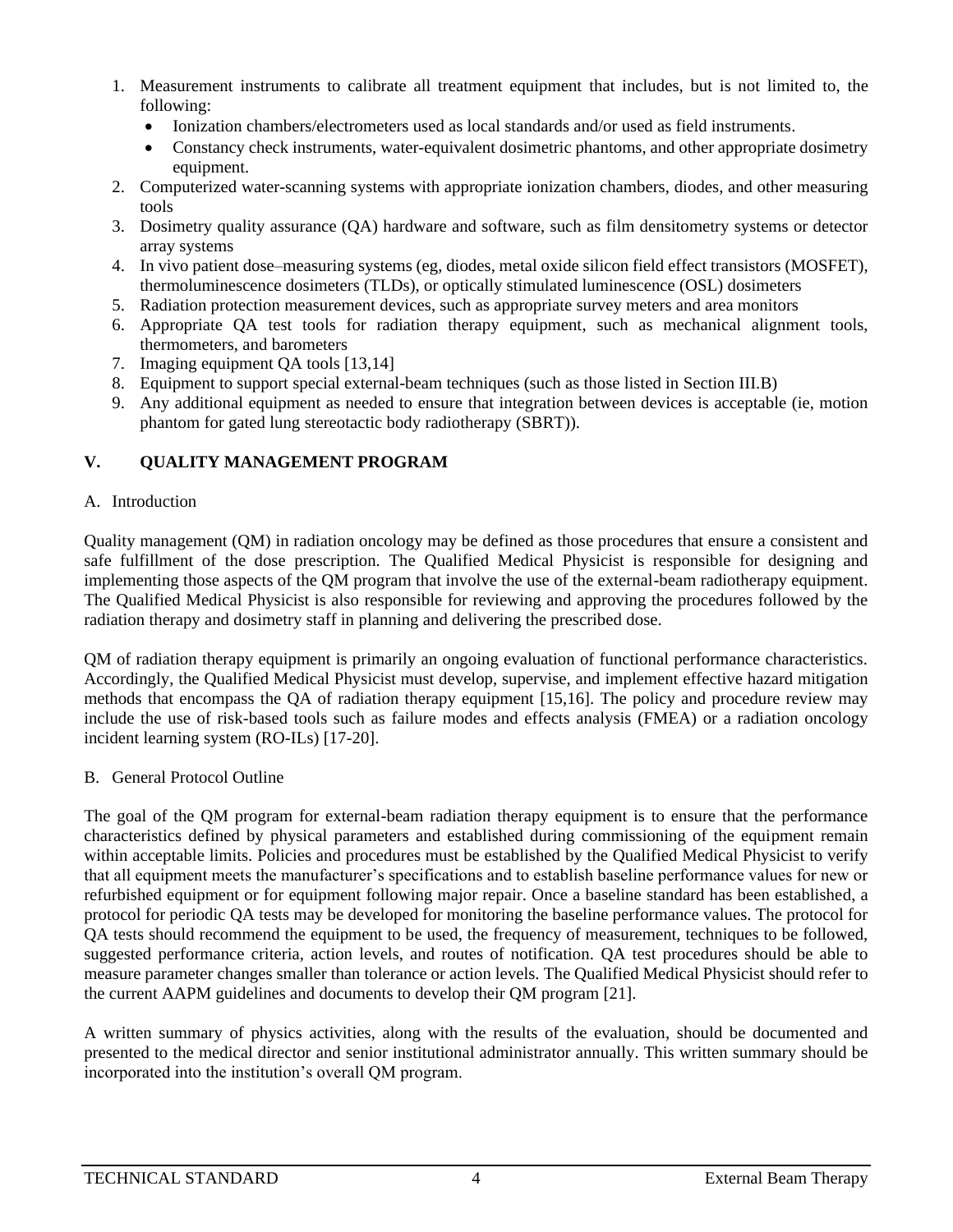1. Measurement instruments to calibrate all treatment equipment that includes, but is not limited to, the following:
   - Ionization chambers/electrometers used as local standards and/or used as field instruments.
   - Constancy check instruments, water-equivalent dosimetric phantoms, and other appropriate dosimetry equipment.
2. Computerized water-scanning systems with appropriate ionization chambers, diodes, and other measuring tools
3. Dosimetry quality assurance (QA) hardware and software, such as film densitometry systems or detector array systems
4. In vivo patient dose–measuring systems (eg, diodes, metal oxide silicon field effect transistors (MOSFET), thermoluminescence dosimeters (TLDs), or optically stimulated luminescence (OSL) dosimeters
5. Radiation protection measurement devices, such as appropriate survey meters and area monitors
6. Appropriate QA test tools for radiation therapy equipment, such as mechanical alignment tools, thermometers, and barometers
7. Imaging equipment QA tools [13,14]
8. Equipment to support special external-beam techniques (such as those listed in Section III.B)
9. Any additional equipment as needed to ensure that integration between devices is acceptable (ie, motion phantom for gated lung stereotactic body radiotherapy (SBRT)).

## V. QUALITY MANAGEMENT PROGRAM

### A. Introduction

Quality management (QM) in radiation oncology may be defined as those procedures that ensure a consistent and safe fulfillment of the dose prescription. The Qualified Medical Physicist is responsible for designing and implementing those aspects of the QM program that involve the use of the external-beam radiotherapy equipment. The Qualified Medical Physicist is also responsible for reviewing and approving the procedures followed by the radiation therapy and dosimetry staff in planning and delivering the prescribed dose.

QM of radiation therapy equipment is primarily an ongoing evaluation of functional performance characteristics. Accordingly, the Qualified Medical Physicist must develop, supervise, and implement effective hazard mitigation methods that encompass the QA of radiation therapy equipment [15,16]. The policy and procedure review may include the use of risk-based tools such as failure modes and effects analysis (FMEA) or a radiation oncology incident learning system (RO-ILs) [17-20].

### B. General Protocol Outline

The goal of the QM program for external-beam radiation therapy equipment is to ensure that the performance characteristics defined by physical parameters and established during commissioning of the equipment remain within acceptable limits. Policies and procedures must be established by the Qualified Medical Physicist to verify that all equipment meets the manufacturer's specifications and to establish baseline performance values for new or refurbished equipment or for equipment following major repair. Once a baseline standard has been established, a protocol for periodic QA tests may be developed for monitoring the baseline performance values. The protocol for QA tests should recommend the equipment to be used, the frequency of measurement, techniques to be followed, suggested performance criteria, action levels, and routes of notification. QA test procedures should be able to measure parameter changes smaller than tolerance or action levels. The Qualified Medical Physicist should refer to the current AAPM guidelines and documents to develop their QM program [21].

A written summary of physics activities, along with the results of the evaluation, should be documented and presented to the medical director and senior institutional administrator annually. This written summary should be incorporated into the institution's overall QM program.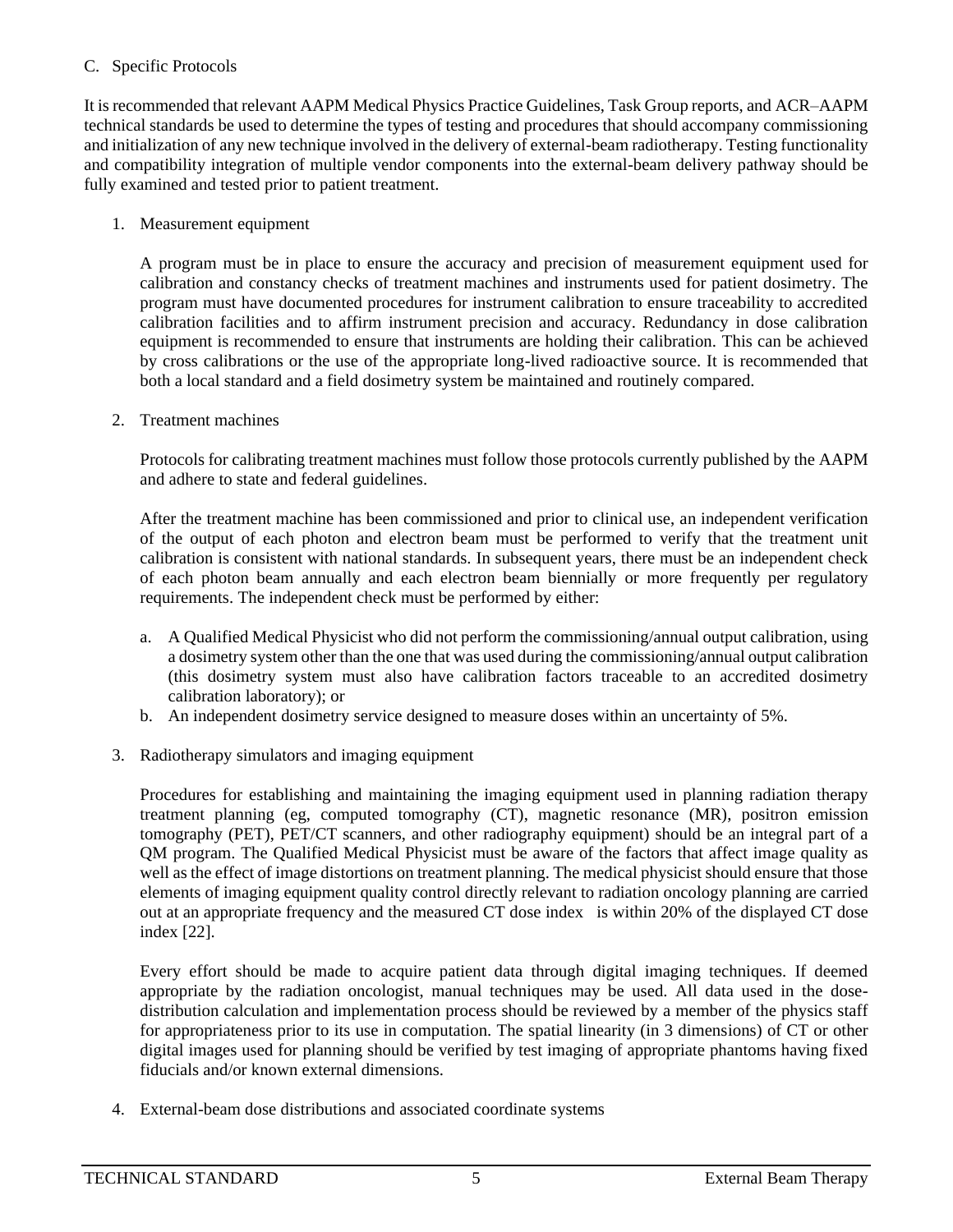### C. Specific Protocols

It is recommended that relevant AAPM Medical Physics Practice Guidelines, Task Group reports, and ACR–AAPM technical standards be used to determine the types of testing and procedures that should accompany commissioning and initialization of any new technique involved in the delivery of external-beam radiotherapy. Testing functionality and compatibility integration of multiple vendor components into the external-beam delivery pathway should be fully examined and tested prior to patient treatment.

1. Measurement equipment

   A program must be in place to ensure the accuracy and precision of measurement equipment used for calibration and constancy checks of treatment machines and instruments used for patient dosimetry. The program must have documented procedures for instrument calibration to ensure traceability to accredited calibration facilities and to affirm instrument precision and accuracy. Redundancy in dose calibration equipment is recommended to ensure that instruments are holding their calibration. This can be achieved by cross calibrations or the use of the appropriate long-lived radioactive source. It is recommended that both a local standard and a field dosimetry system be maintained and routinely compared.

2. Treatment machines

   Protocols for calibrating treatment machines must follow those protocols currently published by the AAPM and adhere to state and federal guidelines.

   After the treatment machine has been commissioned and prior to clinical use, an independent verification of the output of each photon and electron beam must be performed to verify that the treatment unit calibration is consistent with national standards. In subsequent years, there must be an independent check of each photon beam annually and each electron beam biennially or more frequently per regulatory requirements. The independent check must be performed by either:

   a. A Qualified Medical Physicist who did not perform the commissioning/annual output calibration, using a dosimetry system other than the one that was used during the commissioning/annual output calibration (this dosimetry system must also have calibration factors traceable to an accredited dosimetry calibration laboratory); or
   b. An independent dosimetry service designed to measure doses within an uncertainty of 5%.

3. Radiotherapy simulators and imaging equipment

   Procedures for establishing and maintaining the imaging equipment used in planning radiation therapy treatment planning (eg, computed tomography (CT), magnetic resonance (MR), positron emission tomography (PET), PET/CT scanners, and other radiography equipment) should be an integral part of a QM program. The Qualified Medical Physicist must be aware of the factors that affect image quality as well as the effect of image distortions on treatment planning. The medical physicist should ensure that those elements of imaging equipment quality control directly relevant to radiation oncology planning are carried out at an appropriate frequency and the measured CT dose index is within 20% of the displayed CT dose index [22].

   Every effort should be made to acquire patient data through digital imaging techniques. If deemed appropriate by the radiation oncologist, manual techniques may be used. All data used in the dose-distribution calculation and implementation process should be reviewed by a member of the physics staff for appropriateness prior to its use in computation. The spatial linearity (in 3 dimensions) of CT or other digital images used for planning should be verified by test imaging of appropriate phantoms having fixed fiducials and/or known external dimensions.

4. External-beam dose distributions and associated coordinate systems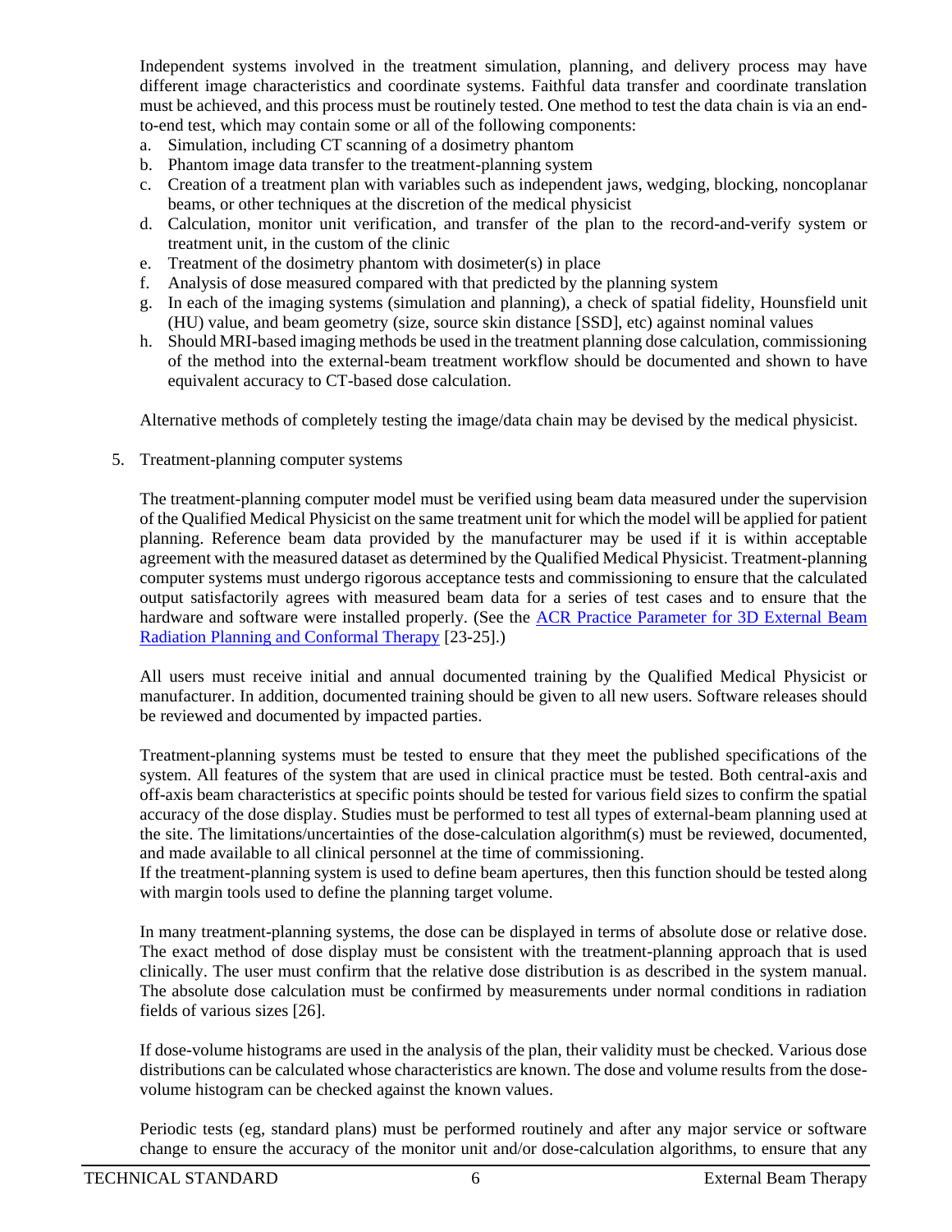Independent systems involved in the treatment simulation, planning, and delivery process may have different image characteristics and coordinate systems. Faithful data transfer and coordinate translation must be achieved, and this process must be routinely tested. One method to test the data chain is via an end-to-end test, which may contain some or all of the following components:

a. Simulation, including CT scanning of a dosimetry phantom
b. Phantom image data transfer to the treatment-planning system
c. Creation of a treatment plan with variables such as independent jaws, wedging, blocking, noncoplanar beams, or other techniques at the discretion of the medical physicist
d. Calculation, monitor unit verification, and transfer of the plan to the record-and-verify system or treatment unit, in the custom of the clinic
e. Treatment of the dosimetry phantom with dosimeter(s) in place
f. Analysis of dose measured compared with that predicted by the planning system
g. In each of the imaging systems (simulation and planning), a check of spatial fidelity, Hounsfield unit (HU) value, and beam geometry (size, source skin distance [SSD], etc) against nominal values
h. Should MRI-based imaging methods be used in the treatment planning dose calculation, commissioning of the method into the external-beam treatment workflow should be documented and shown to have equivalent accuracy to CT-based dose calculation.

Alternative methods of completely testing the image/data chain may be devised by the medical physicist.

5. Treatment-planning computer systems

The treatment-planning computer model must be verified using beam data measured under the supervision of the Qualified Medical Physicist on the same treatment unit for which the model will be applied for patient planning. Reference beam data provided by the manufacturer may be used if it is within acceptable agreement with the measured dataset as determined by the Qualified Medical Physicist. Treatment-planning computer systems must undergo rigorous acceptance tests and commissioning to ensure that the calculated output satisfactorily agrees with measured beam data for a series of test cases and to ensure that the hardware and software were installed properly. (See the ACR Practice Parameter for 3D External Beam Radiation Planning and Conformal Therapy [23-25].)

All users must receive initial and annual documented training by the Qualified Medical Physicist or manufacturer. In addition, documented training should be given to all new users. Software releases should be reviewed and documented by impacted parties.

Treatment-planning systems must be tested to ensure that they meet the published specifications of the system. All features of the system that are used in clinical practice must be tested. Both central-axis and off-axis beam characteristics at specific points should be tested for various field sizes to confirm the spatial accuracy of the dose display. Studies must be performed to test all types of external-beam planning used at the site. The limitations/uncertainties of the dose-calculation algorithm(s) must be reviewed, documented, and made available to all clinical personnel at the time of commissioning.
If the treatment-planning system is used to define beam apertures, then this function should be tested along with margin tools used to define the planning target volume.

In many treatment-planning systems, the dose can be displayed in terms of absolute dose or relative dose. The exact method of dose display must be consistent with the treatment-planning approach that is used clinically. The user must confirm that the relative dose distribution is as described in the system manual. The absolute dose calculation must be confirmed by measurements under normal conditions in radiation fields of various sizes [26].

If dose-volume histograms are used in the analysis of the plan, their validity must be checked. Various dose distributions can be calculated whose characteristics are known. The dose and volume results from the dose-volume histogram can be checked against the known values.

Periodic tests (eg, standard plans) must be performed routinely and after any major service or software change to ensure the accuracy of the monitor unit and/or dose-calculation algorithms, to ensure that any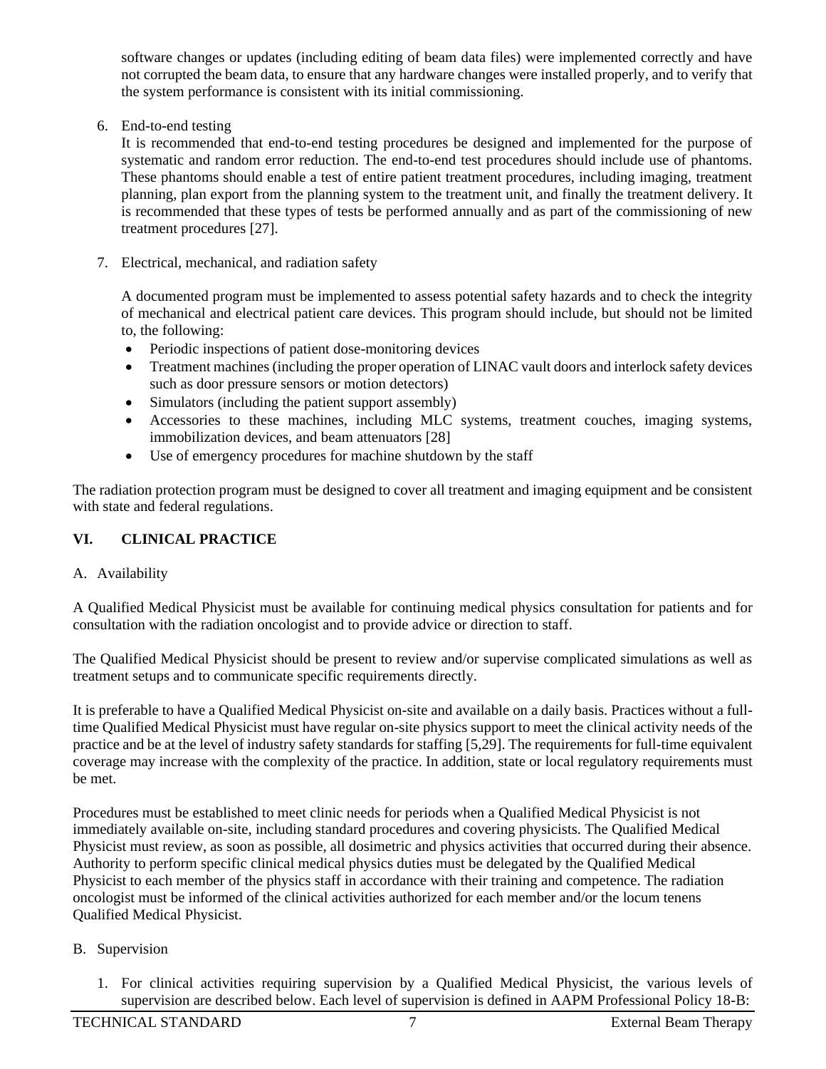software changes or updates (including editing of beam data files) were implemented correctly and have not corrupted the beam data, to ensure that any hardware changes were installed properly, and to verify that the system performance is consistent with its initial commissioning.

6. End-to-end testing

   It is recommended that end-to-end testing procedures be designed and implemented for the purpose of systematic and random error reduction. The end-to-end test procedures should include use of phantoms. These phantoms should enable a test of entire patient treatment procedures, including imaging, treatment planning, plan export from the planning system to the treatment unit, and finally the treatment delivery. It is recommended that these types of tests be performed annually and as part of the commissioning of new treatment procedures [27].

7. Electrical, mechanical, and radiation safety

   A documented program must be implemented to assess potential safety hazards and to check the integrity of mechanical and electrical patient care devices. This program should include, but should not be limited to, the following:

   - Periodic inspections of patient dose-monitoring devices
   - Treatment machines (including the proper operation of LINAC vault doors and interlock safety devices such as door pressure sensors or motion detectors)
   - Simulators (including the patient support assembly)
   - Accessories to these machines, including MLC systems, treatment couches, imaging systems, immobilization devices, and beam attenuators [28]
   - Use of emergency procedures for machine shutdown by the staff

The radiation protection program must be designed to cover all treatment and imaging equipment and be consistent with state and federal regulations.

## VI. CLINICAL PRACTICE

### A. Availability

A Qualified Medical Physicist must be available for continuing medical physics consultation for patients and for consultation with the radiation oncologist and to provide advice or direction to staff.

The Qualified Medical Physicist should be present to review and/or supervise complicated simulations as well as treatment setups and to communicate specific requirements directly.

It is preferable to have a Qualified Medical Physicist on-site and available on a daily basis. Practices without a full-time Qualified Medical Physicist must have regular on-site physics support to meet the clinical activity needs of the practice and be at the level of industry safety standards for staffing [5,29]. The requirements for full-time equivalent coverage may increase with the complexity of the practice. In addition, state or local regulatory requirements must be met.

Procedures must be established to meet clinic needs for periods when a Qualified Medical Physicist is not immediately available on-site, including standard procedures and covering physicists. The Qualified Medical Physicist must review, as soon as possible, all dosimetric and physics activities that occurred during their absence. Authority to perform specific clinical medical physics duties must be delegated by the Qualified Medical Physicist to each member of the physics staff in accordance with their training and competence. The radiation oncologist must be informed of the clinical activities authorized for each member and/or the locum tenens Qualified Medical Physicist.

### B. Supervision

1. For clinical activities requiring supervision by a Qualified Medical Physicist, the various levels of supervision are described below. Each level of supervision is defined in AAPM Professional Policy 18-B: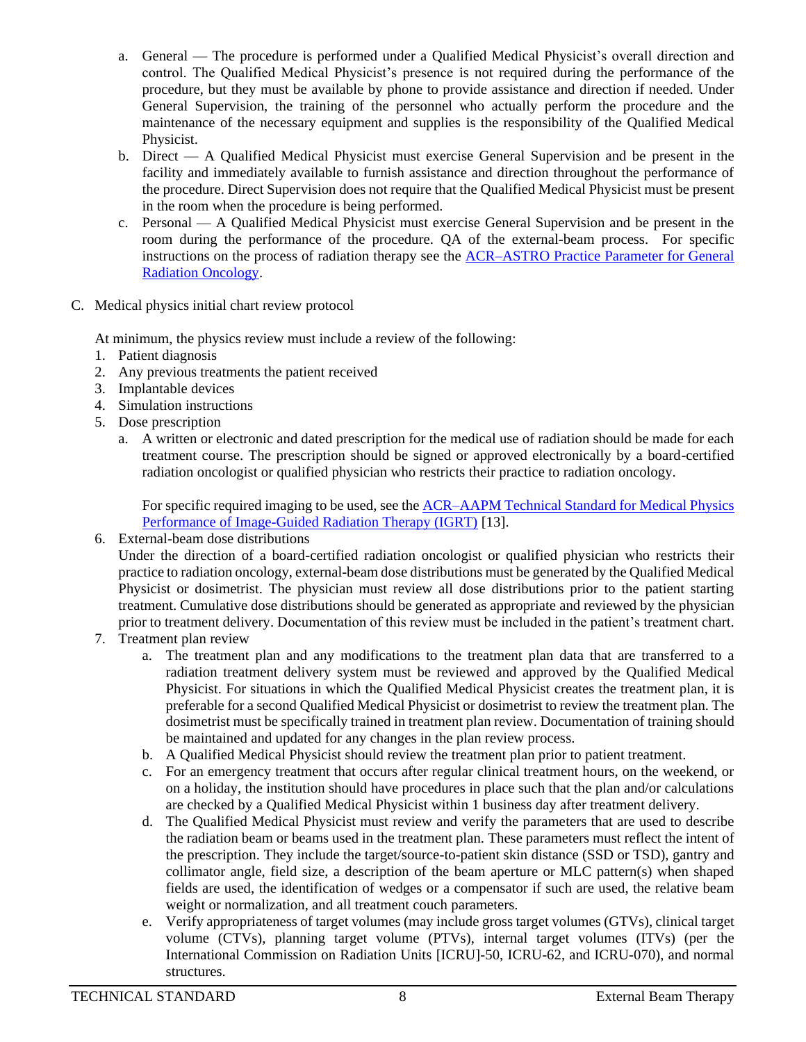a. General — The procedure is performed under a Qualified Medical Physicist's overall direction and control. The Qualified Medical Physicist's presence is not required during the performance of the procedure, but they must be available by phone to provide assistance and direction if needed. Under General Supervision, the training of the personnel who actually perform the procedure and the maintenance of the necessary equipment and supplies is the responsibility of the Qualified Medical Physicist.
b. Direct — A Qualified Medical Physicist must exercise General Supervision and be present in the facility and immediately available to furnish assistance and direction throughout the performance of the procedure. Direct Supervision does not require that the Qualified Medical Physicist must be present in the room when the procedure is being performed.
c. Personal — A Qualified Medical Physicist must exercise General Supervision and be present in the room during the performance of the procedure. QA of the external-beam process. For specific instructions on the process of radiation therapy see the [ACR–ASTRO Practice Parameter for General Radiation Oncology](ACR–ASTRO Practice Parameter for General Radiation Oncology).

C. Medical physics initial chart review protocol

At minimum, the physics review must include a review of the following:

1. Patient diagnosis
2. Any previous treatments the patient received
3. Implantable devices
4. Simulation instructions
5. Dose prescription
   a. A written or electronic and dated prescription for the medical use of radiation should be made for each treatment course. The prescription should be signed or approved electronically by a board-certified radiation oncologist or qualified physician who restricts their practice to radiation oncology.

      For specific required imaging to be used, see the [ACR–AAPM Technical Standard for Medical Physics Performance of Image-Guided Radiation Therapy (IGRT)](ACR–AAPM Technical Standard for Medical Physics Performance of Image-Guided Radiation Therapy (IGRT)) [13].
6. External-beam dose distributions
   Under the direction of a board-certified radiation oncologist or qualified physician who restricts their practice to radiation oncology, external-beam dose distributions must be generated by the Qualified Medical Physicist or dosimetrist. The physician must review all dose distributions prior to the patient starting treatment. Cumulative dose distributions should be generated as appropriate and reviewed by the physician prior to treatment delivery. Documentation of this review must be included in the patient's treatment chart.
7. Treatment plan review
   a. The treatment plan and any modifications to the treatment plan data that are transferred to a radiation treatment delivery system must be reviewed and approved by the Qualified Medical Physicist. For situations in which the Qualified Medical Physicist creates the treatment plan, it is preferable for a second Qualified Medical Physicist or dosimetrist to review the treatment plan. The dosimetrist must be specifically trained in treatment plan review. Documentation of training should be maintained and updated for any changes in the plan review process.
   b. A Qualified Medical Physicist should review the treatment plan prior to patient treatment.
   c. For an emergency treatment that occurs after regular clinical treatment hours, on the weekend, or on a holiday, the institution should have procedures in place such that the plan and/or calculations are checked by a Qualified Medical Physicist within 1 business day after treatment delivery.
   d. The Qualified Medical Physicist must review and verify the parameters that are used to describe the radiation beam or beams used in the treatment plan. These parameters must reflect the intent of the prescription. They include the target/source-to-patient skin distance (SSD or TSD), gantry and collimator angle, field size, a description of the beam aperture or MLC pattern(s) when shaped fields are used, the identification of wedges or a compensator if such are used, the relative beam weight or normalization, and all treatment couch parameters.
   e. Verify appropriateness of target volumes (may include gross target volumes (GTVs), clinical target volume (CTVs), planning target volume (PTVs), internal target volumes (ITVs) (per the International Commission on Radiation Units [ICRU]-50, ICRU-62, and ICRU-070), and normal structures.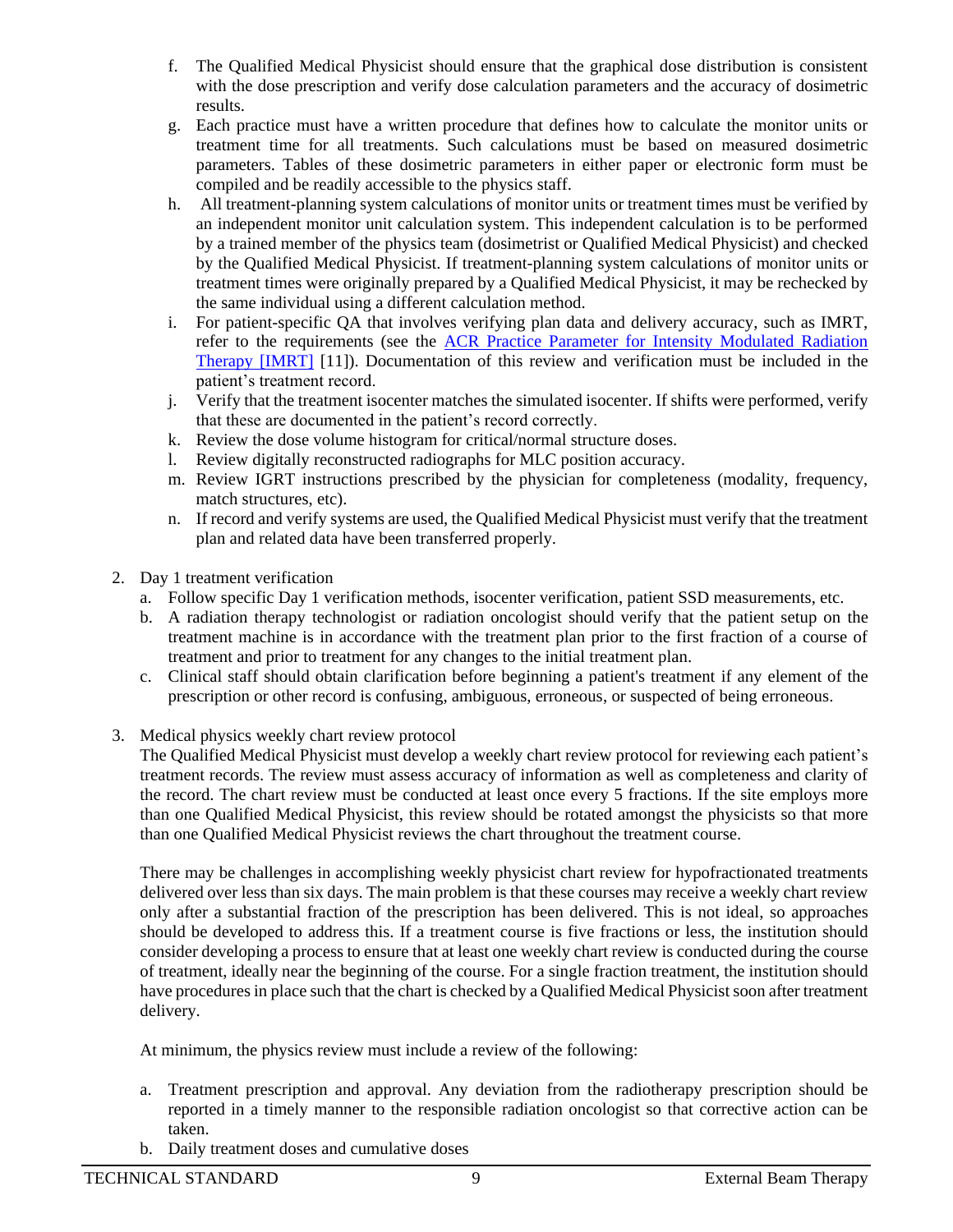f. The Qualified Medical Physicist should ensure that the graphical dose distribution is consistent with the dose prescription and verify dose calculation parameters and the accuracy of dosimetric results.
g. Each practice must have a written procedure that defines how to calculate the monitor units or treatment time for all treatments. Such calculations must be based on measured dosimetric parameters. Tables of these dosimetric parameters in either paper or electronic form must be compiled and be readily accessible to the physics staff.
h. All treatment-planning system calculations of monitor units or treatment times must be verified by an independent monitor unit calculation system. This independent calculation is to be performed by a trained member of the physics team (dosimetrist or Qualified Medical Physicist) and checked by the Qualified Medical Physicist. If treatment-planning system calculations of monitor units or treatment times were originally prepared by a Qualified Medical Physicist, it may be rechecked by the same individual using a different calculation method.
i. For patient-specific QA that involves verifying plan data and delivery accuracy, such as IMRT, refer to the requirements (see the ACR Practice Parameter for Intensity Modulated Radiation Therapy [IMRT] [11]). Documentation of this review and verification must be included in the patient's treatment record.
j. Verify that the treatment isocenter matches the simulated isocenter. If shifts were performed, verify that these are documented in the patient's record correctly.
k. Review the dose volume histogram for critical/normal structure doses.
l. Review digitally reconstructed radiographs for MLC position accuracy.
m. Review IGRT instructions prescribed by the physician for completeness (modality, frequency, match structures, etc).
n. If record and verify systems are used, the Qualified Medical Physicist must verify that the treatment plan and related data have been transferred properly.

2. Day 1 treatment verification
   a. Follow specific Day 1 verification methods, isocenter verification, patient SSD measurements, etc.
   b. A radiation therapy technologist or radiation oncologist should verify that the patient setup on the treatment machine is in accordance with the treatment plan prior to the first fraction of a course of treatment and prior to treatment for any changes to the initial treatment plan.
   c. Clinical staff should obtain clarification before beginning a patient's treatment if any element of the prescription or other record is confusing, ambiguous, erroneous, or suspected of being erroneous.

3. Medical physics weekly chart review protocol

   The Qualified Medical Physicist must develop a weekly chart review protocol for reviewing each patient's treatment records. The review must assess accuracy of information as well as completeness and clarity of the record. The chart review must be conducted at least once every 5 fractions. If the site employs more than one Qualified Medical Physicist, this review should be rotated amongst the physicists so that more than one Qualified Medical Physicist reviews the chart throughout the treatment course.

   There may be challenges in accomplishing weekly physicist chart review for hypofractionated treatments delivered over less than six days. The main problem is that these courses may receive a weekly chart review only after a substantial fraction of the prescription has been delivered. This is not ideal, so approaches should be developed to address this. If a treatment course is five fractions or less, the institution should consider developing a process to ensure that at least one weekly chart review is conducted during the course of treatment, ideally near the beginning of the course. For a single fraction treatment, the institution should have procedures in place such that the chart is checked by a Qualified Medical Physicist soon after treatment delivery.

   At minimum, the physics review must include a review of the following:

   a. Treatment prescription and approval. Any deviation from the radiotherapy prescription should be reported in a timely manner to the responsible radiation oncologist so that corrective action can be taken.
   b. Daily treatment doses and cumulative doses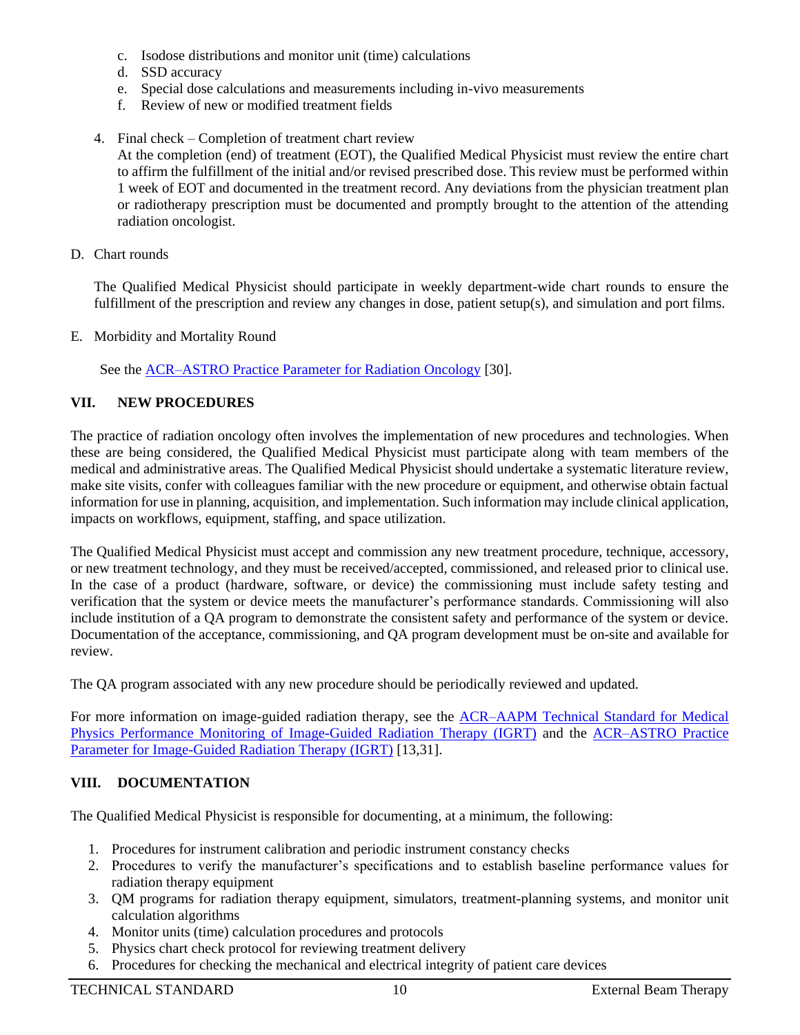c. Isodose distributions and monitor unit (time) calculations
d. SSD accuracy
e. Special dose calculations and measurements including in-vivo measurements
f. Review of new or modified treatment fields

4. Final check – Completion of treatment chart review
   At the completion (end) of treatment (EOT), the Qualified Medical Physicist must review the entire chart to affirm the fulfillment of the initial and/or revised prescribed dose. This review must be performed within 1 week of EOT and documented in the treatment record. Any deviations from the physician treatment plan or radiotherapy prescription must be documented and promptly brought to the attention of the attending radiation oncologist.

D. Chart rounds

   The Qualified Medical Physicist should participate in weekly department-wide chart rounds to ensure the fulfillment of the prescription and review any changes in dose, patient setup(s), and simulation and port films.

E. Morbidity and Mortality Round

   See the ACR–ASTRO Practice Parameter for Radiation Oncology [30].

## VII. NEW PROCEDURES

The practice of radiation oncology often involves the implementation of new procedures and technologies. When these are being considered, the Qualified Medical Physicist must participate along with team members of the medical and administrative areas. The Qualified Medical Physicist should undertake a systematic literature review, make site visits, confer with colleagues familiar with the new procedure or equipment, and otherwise obtain factual information for use in planning, acquisition, and implementation. Such information may include clinical application, impacts on workflows, equipment, staffing, and space utilization.

The Qualified Medical Physicist must accept and commission any new treatment procedure, technique, accessory, or new treatment technology, and they must be received/accepted, commissioned, and released prior to clinical use. In the case of a product (hardware, software, or device) the commissioning must include safety testing and verification that the system or device meets the manufacturer's performance standards. Commissioning will also include institution of a QA program to demonstrate the consistent safety and performance of the system or device. Documentation of the acceptance, commissioning, and QA program development must be on-site and available for review.

The QA program associated with any new procedure should be periodically reviewed and updated.

For more information on image-guided radiation therapy, see the ACR–AAPM Technical Standard for Medical Physics Performance Monitoring of Image-Guided Radiation Therapy (IGRT) and the ACR–ASTRO Practice Parameter for Image-Guided Radiation Therapy (IGRT) [13,31].

## VIII. DOCUMENTATION

The Qualified Medical Physicist is responsible for documenting, at a minimum, the following:

1. Procedures for instrument calibration and periodic instrument constancy checks
2. Procedures to verify the manufacturer's specifications and to establish baseline performance values for radiation therapy equipment
3. QM programs for radiation therapy equipment, simulators, treatment-planning systems, and monitor unit calculation algorithms
4. Monitor units (time) calculation procedures and protocols
5. Physics chart check protocol for reviewing treatment delivery
6. Procedures for checking the mechanical and electrical integrity of patient care devices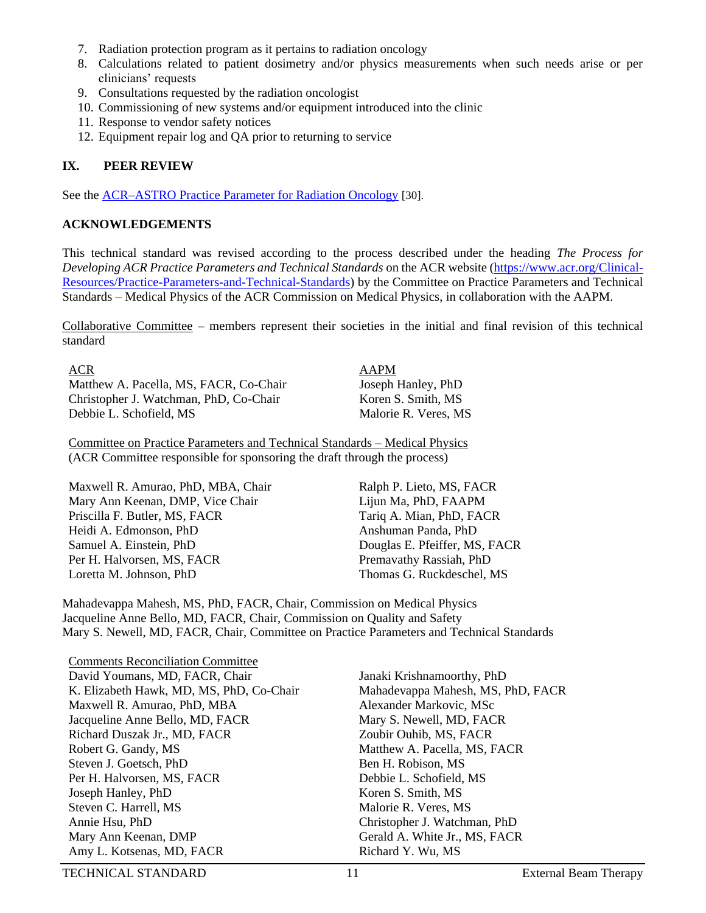7. Radiation protection program as it pertains to radiation oncology
8. Calculations related to patient dosimetry and/or physics measurements when such needs arise or per clinicians' requests
9. Consultations requested by the radiation oncologist
10. Commissioning of new systems and/or equipment introduced into the clinic
11. Response to vendor safety notices
12. Equipment repair log and QA prior to returning to service

## IX. PEER REVIEW

See the [ACR–ASTRO Practice Parameter for Radiation Oncology](https://www.acr.org/) [30].

## ACKNOWLEDGEMENTS

This technical standard was revised according to the process described under the heading *The Process for Developing ACR Practice Parameters and Technical Standards* on the ACR website ([https://www.acr.org/Clinical-Resources/Practice-Parameters-and-Technical-Standards](https://www.acr.org/Clinical-Resources/Practice-Parameters-and-Technical-Standards)) by the Committee on Practice Parameters and Technical Standards – Medical Physics of the ACR Commission on Medical Physics, in collaboration with the AAPM.

Collaborative Committee – members represent their societies in the initial and final revision of this technical standard

ACR
Matthew A. Pacella, MS, FACR, Co-Chair
Christopher J. Watchman, PhD, Co-Chair
Debbie L. Schofield, MS

AAPM
Joseph Hanley, PhD
Koren S. Smith, MS
Malorie R. Veres, MS

Committee on Practice Parameters and Technical Standards – Medical Physics
(ACR Committee responsible for sponsoring the draft through the process)

Maxwell R. Amurao, PhD, MBA, Chair
Mary Ann Keenan, DMP, Vice Chair
Priscilla F. Butler, MS, FACR
Heidi A. Edmonson, PhD
Samuel A. Einstein, PhD
Per H. Halvorsen, MS, FACR
Loretta M. Johnson, PhD
Ralph P. Lieto, MS, FACR
Lijun Ma, PhD, FAAPM
Tariq A. Mian, PhD, FACR
Anshuman Panda, PhD
Douglas E. Pfeiffer, MS, FACR
Premavathy Rassiah, PhD
Thomas G. Ruckdeschel, MS

Mahadevappa Mahesh, MS, PhD, FACR, Chair, Commission on Medical Physics
Jacqueline Anne Bello, MD, FACR, Chair, Commission on Quality and Safety
Mary S. Newell, MD, FACR, Chair, Committee on Practice Parameters and Technical Standards

Comments Reconciliation Committee
David Youmans, MD, FACR, Chair
K. Elizabeth Hawk, MD, MS, PhD, Co-Chair
Maxwell R. Amurao, PhD, MBA
Jacqueline Anne Bello, MD, FACR
Richard Duszak Jr., MD, FACR
Robert G. Gandy, MS
Steven J. Goetsch, PhD
Per H. Halvorsen, MS, FACR
Joseph Hanley, PhD
Steven C. Harrell, MS
Annie Hsu, PhD
Mary Ann Keenan, DMP
Amy L. Kotsenas, MD, FACR
Janaki Krishnamoorthy, PhD
Mahadevappa Mahesh, MS, PhD, FACR
Alexander Markovic, MSc
Mary S. Newell, MD, FACR
Zoubir Ouhib, MS, FACR
Matthew A. Pacella, MS, FACR
Ben H. Robison, MS
Debbie L. Schofield, MS
Koren S. Smith, MS
Malorie R. Veres, MS
Christopher J. Watchman, PhD
Gerald A. White Jr., MS, FACR
Richard Y. Wu, MS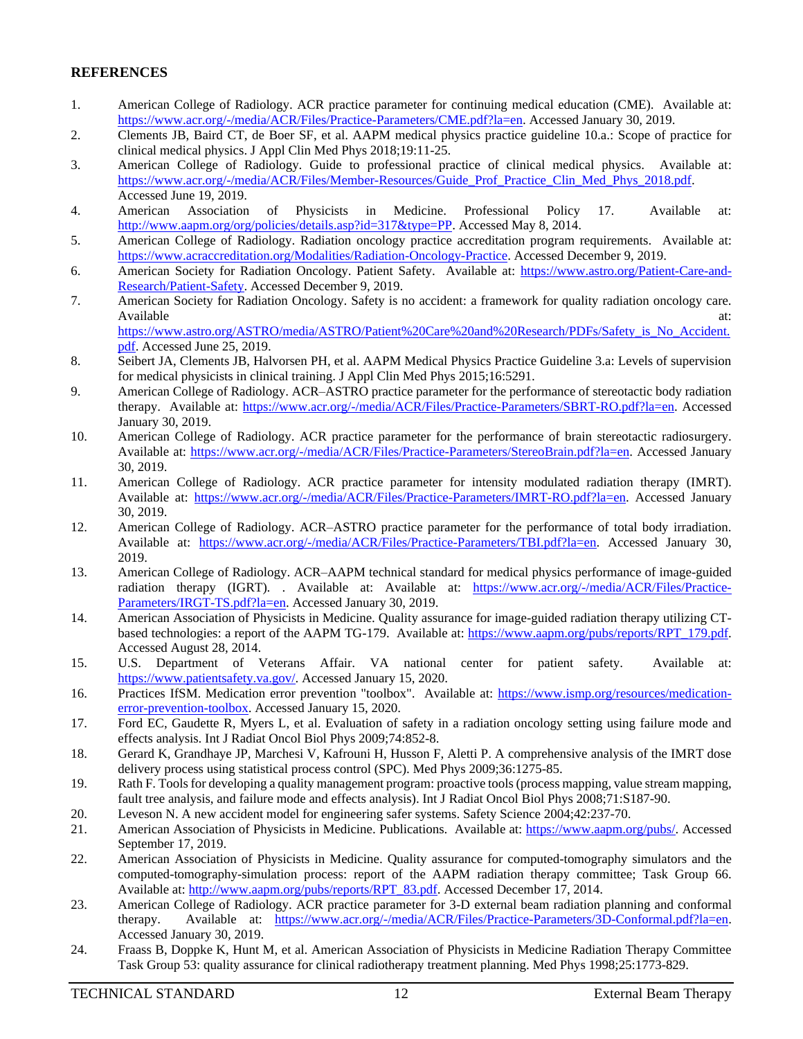## REFERENCES

1. American College of Radiology. ACR practice parameter for continuing medical education (CME). Available at: https://www.acr.org/-/media/ACR/Files/Practice-Parameters/CME.pdf?la=en. Accessed January 30, 2019.
2. Clements JB, Baird CT, de Boer SF, et al. AAPM medical physics practice guideline 10.a.: Scope of practice for clinical medical physics. J Appl Clin Med Phys 2018;19:11-25.
3. American College of Radiology. Guide to professional practice of clinical medical physics. Available at: https://www.acr.org/-/media/ACR/Files/Member-Resources/Guide_Prof_Practice_Clin_Med_Phys_2018.pdf. Accessed June 19, 2019.
4. American Association of Physicists in Medicine. Professional Policy 17. Available at: http://www.aapm.org/org/policies/details.asp?id=317&type=PP. Accessed May 8, 2014.
5. American College of Radiology. Radiation oncology practice accreditation program requirements. Available at: https://www.acraccreditation.org/Modalities/Radiation-Oncology-Practice. Accessed December 9, 2019.
6. American Society for Radiation Oncology. Patient Safety. Available at: https://www.astro.org/Patient-Care-and-Research/Patient-Safety. Accessed December 9, 2019.
7. American Society for Radiation Oncology. Safety is no accident: a framework for quality radiation oncology care. Available at: https://www.astro.org/ASTRO/media/ASTRO/Patient%20Care%20and%20Research/PDFs/Safety_is_No_Accident.pdf. Accessed June 25, 2019.
8. Seibert JA, Clements JB, Halvorsen PH, et al. AAPM Medical Physics Practice Guideline 3.a: Levels of supervision for medical physicists in clinical training. J Appl Clin Med Phys 2015;16:5291.
9. American College of Radiology. ACR–ASTRO practice parameter for the performance of stereotactic body radiation therapy. Available at: https://www.acr.org/-/media/ACR/Files/Practice-Parameters/SBRT-RO.pdf?la=en. Accessed January 30, 2019.
10. American College of Radiology. ACR practice parameter for the performance of brain stereotactic radiosurgery. Available at: https://www.acr.org/-/media/ACR/Files/Practice-Parameters/StereoBrain.pdf?la=en. Accessed January 30, 2019.
11. American College of Radiology. ACR practice parameter for intensity modulated radiation therapy (IMRT). Available at: https://www.acr.org/-/media/ACR/Files/Practice-Parameters/IMRT-RO.pdf?la=en. Accessed January 30, 2019.
12. American College of Radiology. ACR–ASTRO practice parameter for the performance of total body irradiation. Available at: https://www.acr.org/-/media/ACR/Files/Practice-Parameters/TBI.pdf?la=en. Accessed January 30, 2019.
13. American College of Radiology. ACR–AAPM technical standard for medical physics performance of image-guided radiation therapy (IGRT). . Available at: Available at: https://www.acr.org/-/media/ACR/Files/Practice-Parameters/IRGT-TS.pdf?la=en. Accessed January 30, 2019.
14. American Association of Physicists in Medicine. Quality assurance for image-guided radiation therapy utilizing CT-based technologies: a report of the AAPM TG-179. Available at: https://www.aapm.org/pubs/reports/RPT_179.pdf. Accessed August 28, 2014.
15. U.S. Department of Veterans Affair. VA national center for patient safety. Available at: https://www.patientsafety.va.gov/. Accessed January 15, 2020.
16. Practices IfSM. Medication error prevention "toolbox". Available at: https://www.ismp.org/resources/medication-error-prevention-toolbox. Accessed January 15, 2020.
17. Ford EC, Gaudette R, Myers L, et al. Evaluation of safety in a radiation oncology setting using failure mode and effects analysis. Int J Radiat Oncol Biol Phys 2009;74:852-8.
18. Gerard K, Grandhaye JP, Marchesi V, Kafrouni H, Husson F, Aletti P. A comprehensive analysis of the IMRT dose delivery process using statistical process control (SPC). Med Phys 2009;36:1275-85.
19. Rath F. Tools for developing a quality management program: proactive tools (process mapping, value stream mapping, fault tree analysis, and failure mode and effects analysis). Int J Radiat Oncol Biol Phys 2008;71:S187-90.
20. Leveson N. A new accident model for engineering safer systems. Safety Science 2004;42:237-70.
21. American Association of Physicists in Medicine. Publications. Available at: https://www.aapm.org/pubs/. Accessed September 17, 2019.
22. American Association of Physicists in Medicine. Quality assurance for computed-tomography simulators and the computed-tomography-simulation process: report of the AAPM radiation therapy committee; Task Group 66. Available at: http://www.aapm.org/pubs/reports/RPT_83.pdf. Accessed December 17, 2014.
23. American College of Radiology. ACR practice parameter for 3-D external beam radiation planning and conformal therapy. Available at: https://www.acr.org/-/media/ACR/Files/Practice-Parameters/3D-Conformal.pdf?la=en. Accessed January 30, 2019.
24. Fraass B, Doppke K, Hunt M, et al. American Association of Physicists in Medicine Radiation Therapy Committee Task Group 53: quality assurance for clinical radiotherapy treatment planning. Med Phys 1998;25:1773-829.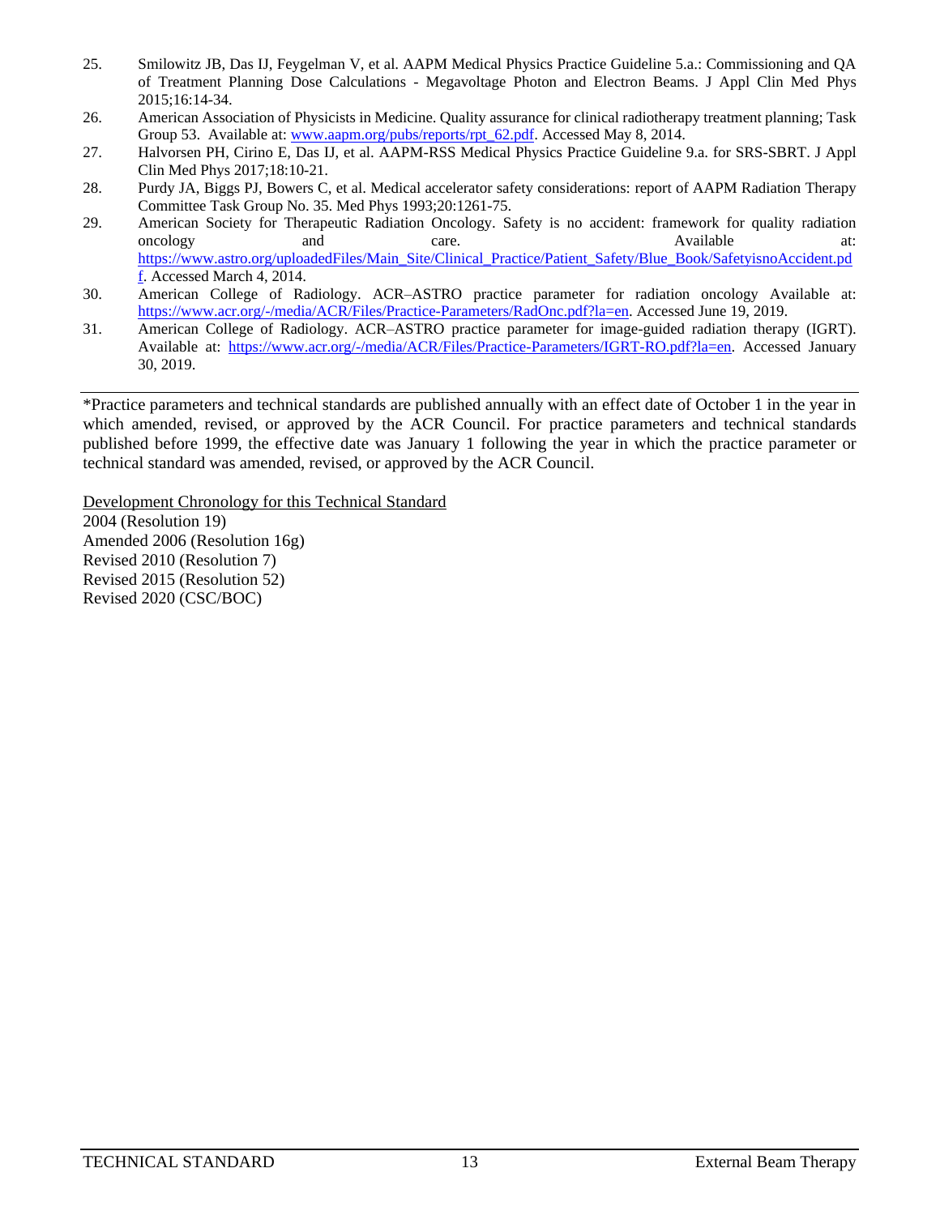25. Smilowitz JB, Das IJ, Feygelman V, et al. AAPM Medical Physics Practice Guideline 5.a.: Commissioning and QA of Treatment Planning Dose Calculations - Megavoltage Photon and Electron Beams. J Appl Clin Med Phys 2015;16:14-34.
26. American Association of Physicists in Medicine. Quality assurance for clinical radiotherapy treatment planning; Task Group 53. Available at: www.aapm.org/pubs/reports/rpt_62.pdf. Accessed May 8, 2014.
27. Halvorsen PH, Cirino E, Das IJ, et al. AAPM-RSS Medical Physics Practice Guideline 9.a. for SRS-SBRT. J Appl Clin Med Phys 2017;18:10-21.
28. Purdy JA, Biggs PJ, Bowers C, et al. Medical accelerator safety considerations: report of AAPM Radiation Therapy Committee Task Group No. 35. Med Phys 1993;20:1261-75.
29. American Society for Therapeutic Radiation Oncology. Safety is no accident: framework for quality radiation oncology and care. Available at: https://www.astro.org/uploadedFiles/Main_Site/Clinical_Practice/Patient_Safety/Blue_Book/SafetyisnoAccident.pdf. Accessed March 4, 2014.
30. American College of Radiology. ACR–ASTRO practice parameter for radiation oncology Available at: https://www.acr.org/-/media/ACR/Files/Practice-Parameters/RadOnc.pdf?la=en. Accessed June 19, 2019.
31. American College of Radiology. ACR–ASTRO practice parameter for image-guided radiation therapy (IGRT). Available at: https://www.acr.org/-/media/ACR/Files/Practice-Parameters/IGRT-RO.pdf?la=en. Accessed January 30, 2019.

---

*Practice parameters and technical standards are published annually with an effect date of October 1 in the year in which amended, revised, or approved by the ACR Council. For practice parameters and technical standards published before 1999, the effective date was January 1 following the year in which the practice parameter or technical standard was amended, revised, or approved by the ACR Council.

Development Chronology for this Technical Standard

2004 (Resolution 19)
Amended 2006 (Resolution 16g)
Revised 2010 (Resolution 7)
Revised 2015 (Resolution 52)
Revised 2020 (CSC/BOC)